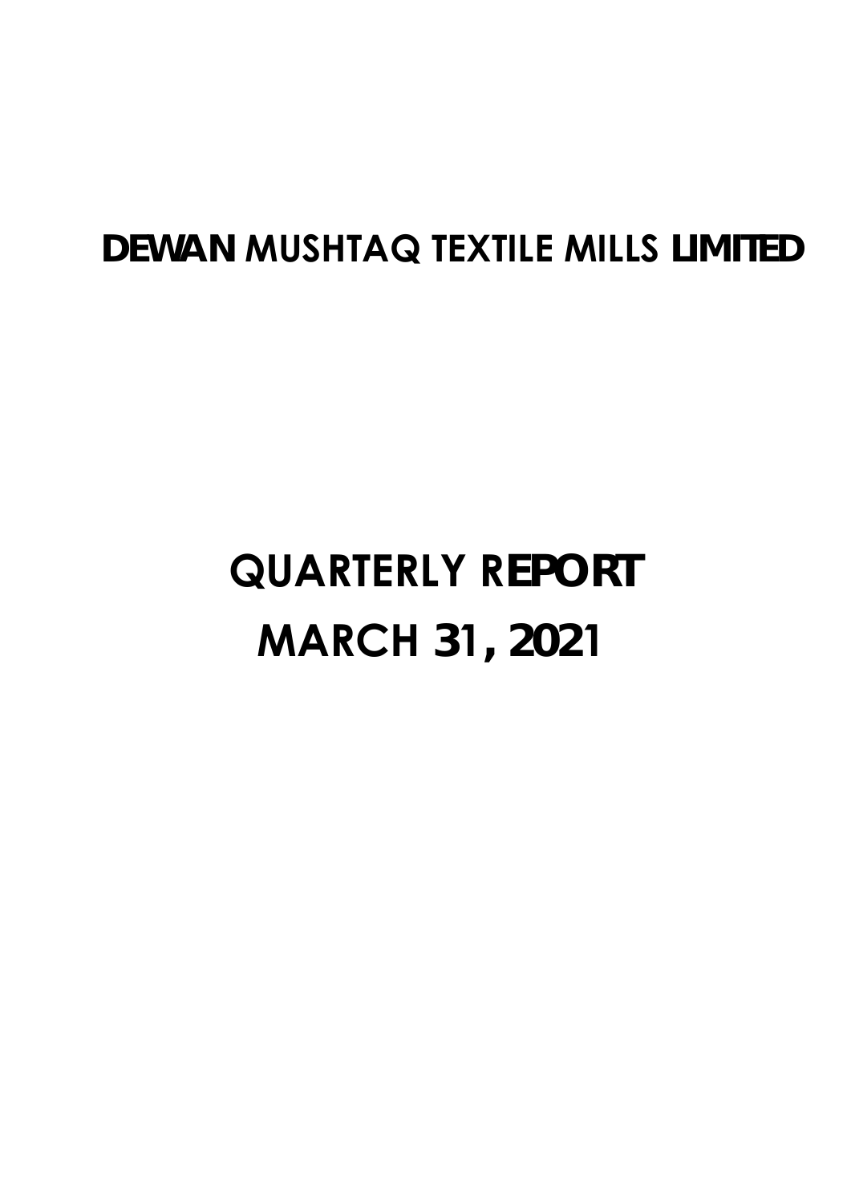# DEWAN MUSHTAQ TEXTILE MILLS LIMITED

# QUARTERLY REPORT
# MARCH 31, 2021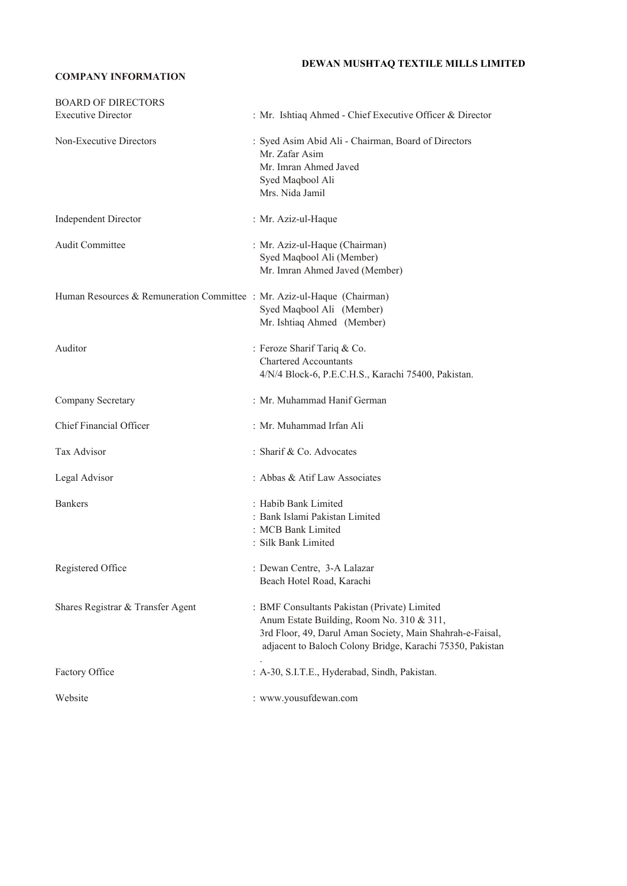# DEWAN MUSHTAQ TEXTILE MILLS LIMITED

## COMPANY INFORMATION

| | |
|---|---|
| **BOARD OF DIRECTORS** | |
| Executive Director | : Mr. Ishtiaq Ahmed - Chief Executive Officer & Director |
| Non-Executive Directors | : Syed Asim Abid Ali - Chairman, Board of Directors<br>Mr. Zafar Asim<br>Mr. Imran Ahmed Javed<br>Syed Maqbool Ali<br>Mrs. Nida Jamil |
| Independent Director | : Mr. Aziz-ul-Haque |
| Audit Committee | : Mr. Aziz-ul-Haque (Chairman)<br>Syed Maqbool Ali (Member)<br>Mr. Imran Ahmed Javed (Member) |
| Human Resources & Remuneration Committee | : Mr. Aziz-ul-Haque (Chairman)<br>Syed Maqbool Ali (Member)<br>Mr. Ishtiaq Ahmed (Member) |
| Auditor | : Feroze Sharif Tariq & Co.<br>Chartered Accountants<br>4/N/4 Block-6, P.E.C.H.S., Karachi 75400, Pakistan. |
| Company Secretary | : Mr. Muhammad Hanif German |
| Chief Financial Officer | : Mr. Muhammad Irfan Ali |
| Tax Advisor | : Sharif & Co. Advocates |
| Legal Advisor | : Abbas & Atif Law Associates |
| Bankers | : Habib Bank Limited<br>: Bank Islami Pakistan Limited<br>: MCB Bank Limited<br>: Silk Bank Limited |
| Registered Office | : Dewan Centre, 3-A Lalazar<br>Beach Hotel Road, Karachi |
| Shares Registrar & Transfer Agent | : BMF Consultants Pakistan (Private) Limited<br>Anum Estate Building, Room No. 310 & 311,<br>3rd Floor, 49, Darul Aman Society, Main Shahrah-e-Faisal,<br>adjacent to Baloch Colony Bridge, Karachi 75350, Pakistan. |
| Factory Office | : A-30, S.I.T.E., Hyderabad, Sindh, Pakistan. |
| Website | : www.yousufdewan.com |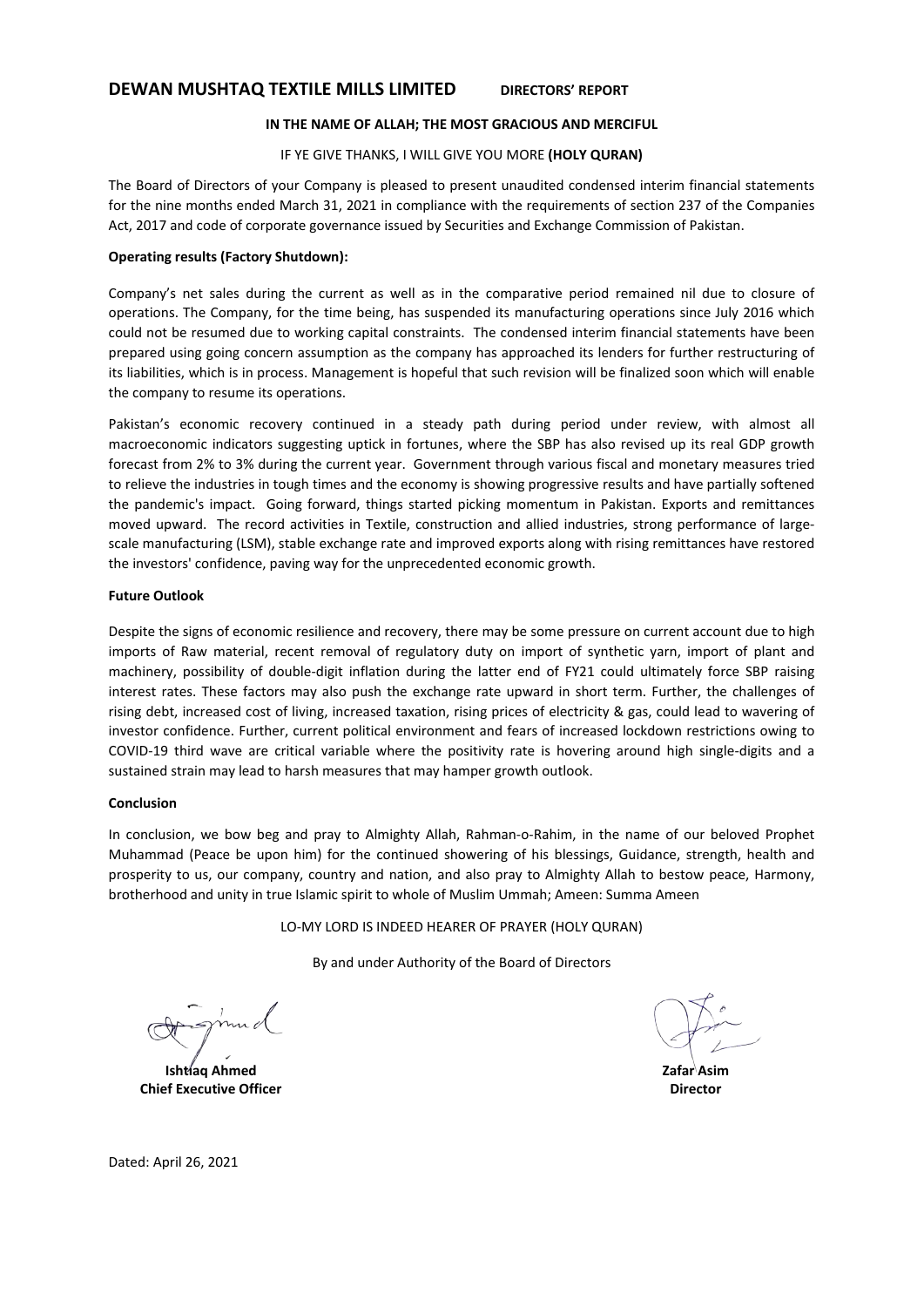# DEWAN MUSHTAQ TEXTILE MILLS LIMITED DIRECTORS' REPORT

**IN THE NAME OF ALLAH; THE MOST GRACIOUS AND MERCIFUL**

IF YE GIVE THANKS, I WILL GIVE YOU MORE **(HOLY QURAN)**

The Board of Directors of your Company is pleased to present unaudited condensed interim financial statements for the nine months ended March 31, 2021 in compliance with the requirements of section 237 of the Companies Act, 2017 and code of corporate governance issued by Securities and Exchange Commission of Pakistan.

**Operating results (Factory Shutdown):**

Company's net sales during the current as well as in the comparative period remained nil due to closure of operations. The Company, for the time being, has suspended its manufacturing operations since July 2016 which could not be resumed due to working capital constraints. The condensed interim financial statements have been prepared using going concern assumption as the company has approached its lenders for further restructuring of its liabilities, which is in process. Management is hopeful that such revision will be finalized soon which will enable the company to resume its operations.

Pakistan's economic recovery continued in a steady path during period under review, with almost all macroeconomic indicators suggesting uptick in fortunes, where the SBP has also revised up its real GDP growth forecast from 2% to 3% during the current year. Government through various fiscal and monetary measures tried to relieve the industries in tough times and the economy is showing progressive results and have partially softened the pandemic's impact. Going forward, things started picking momentum in Pakistan. Exports and remittances moved upward. The record activities in Textile, construction and allied industries, strong performance of large-scale manufacturing (LSM), stable exchange rate and improved exports along with rising remittances have restored the investors' confidence, paving way for the unprecedented economic growth.

**Future Outlook**

Despite the signs of economic resilience and recovery, there may be some pressure on current account due to high imports of Raw material, recent removal of regulatory duty on import of synthetic yarn, import of plant and machinery, possibility of double-digit inflation during the latter end of FY21 could ultimately force SBP raising interest rates. These factors may also push the exchange rate upward in short term. Further, the challenges of rising debt, increased cost of living, increased taxation, rising prices of electricity & gas, could lead to wavering of investor confidence. Further, current political environment and fears of increased lockdown restrictions owing to COVID-19 third wave are critical variable where the positivity rate is hovering around high single-digits and a sustained strain may lead to harsh measures that may hamper growth outlook.

**Conclusion**

In conclusion, we bow beg and pray to Almighty Allah, Rahman-o-Rahim, in the name of our beloved Prophet Muhammad (Peace be upon him) for the continued showering of his blessings, Guidance, strength, health and prosperity to us, our company, country and nation, and also pray to Almighty Allah to bestow peace, Harmony, brotherhood and unity in true Islamic spirit to whole of Muslim Ummah; Ameen: Summa Ameen

LO-MY LORD IS INDEED HEARER OF PRAYER (HOLY QURAN)

By and under Authority of the Board of Directors

**Ishtiaq Ahmed**
**Chief Executive Officer**

**Zafar Asim**
**Director**

Dated: April 26, 2021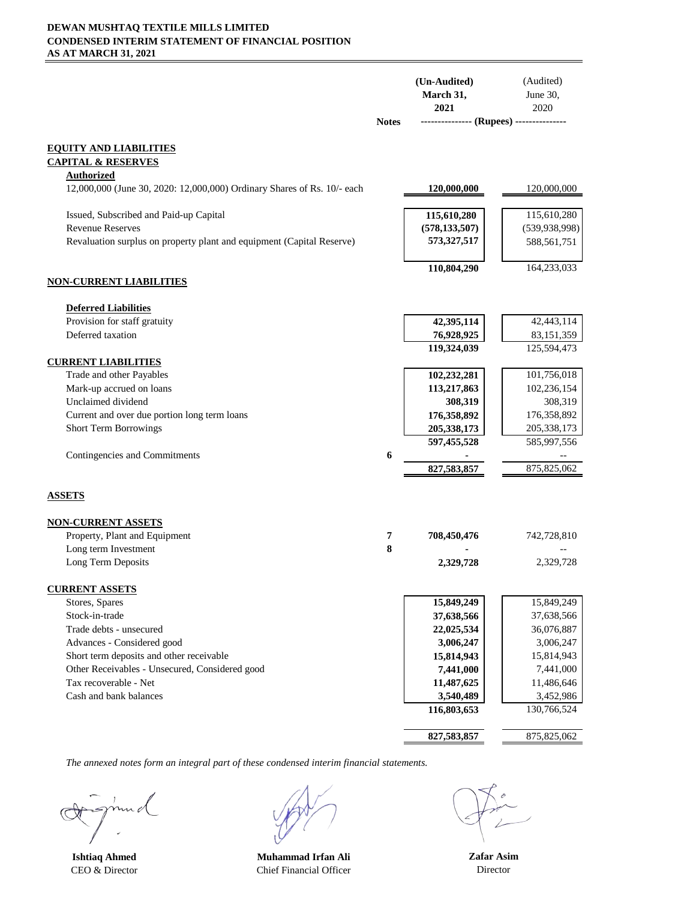**DEWAN MUSHTAQ TEXTILE MILLS LIMITED**
**CONDENSED INTERIM STATEMENT OF FINANCIAL POSITION**
**AS AT MARCH 31, 2021**

| | Notes | (Un-Audited) March 31, 2021 | (Audited) June 30, 2020 |
|---|---|---|---|
| | | --------------- (Rupees) --------------- | |
| **EQUITY AND LIABILITIES** | | | |
| **CAPITAL & RESERVES** | | | |
| **Authorized** | | | |
| 12,000,000 (June 30, 2020: 12,000,000) Ordinary Shares of Rs. 10/- each | | **120,000,000** | 120,000,000 |
| Issued, Subscribed and Paid-up Capital | | **115,610,280** | 115,610,280 |
| Revenue Reserves | | **(578,133,507)** | (539,938,998) |
| Revaluation surplus on property plant and equipment (Capital Reserve) | | **573,327,517** | 588,561,751 |
| | | **110,804,290** | 164,233,033 |
| **NON-CURRENT LIABILITIES** | | | |
| **Deferred Liabilities** | | | |
| Provision for staff gratuity | | **42,395,114** | 42,443,114 |
| Deferred taxation | | **76,928,925** | 83,151,359 |
| | | **119,324,039** | 125,594,473 |
| **CURRENT LIABILITIES** | | | |
| Trade and other Payables | | **102,232,281** | 101,756,018 |
| Mark-up accrued on loans | | **113,217,863** | 102,236,154 |
| Unclaimed dividend | | **308,319** | 308,319 |
| Current and over due portion long term loans | | **176,358,892** | 176,358,892 |
| Short Term Borrowings | | **205,338,173** | 205,338,173 |
| | | **597,455,528** | 585,997,556 |
| Contingencies and Commitments | 6 | **-** | -- |
| | | **827,583,857** | 875,825,062 |
| **ASSETS** | | | |
| **NON-CURRENT ASSETS** | | | |
| Property, Plant and Equipment | 7 | **708,450,476** | 742,728,810 |
| Long term Investment | 8 | **-** | -- |
| Long Term Deposits | | **2,329,728** | 2,329,728 |
| **CURRENT ASSETS** | | | |
| Stores, Spares | | **15,849,249** | 15,849,249 |
| Stock-in-trade | | **37,638,566** | 37,638,566 |
| Trade debts - unsecured | | **22,025,534** | 36,076,887 |
| Advances - Considered good | | **3,006,247** | 3,006,247 |
| Short term deposits and other receivable | | **15,814,943** | 15,814,943 |
| Other Receivables - Unsecured, Considered good | | **7,441,000** | 7,441,000 |
| Tax recoverable - Net | | **11,487,625** | 11,486,646 |
| Cash and bank balances | | **3,540,489** | 3,452,986 |
| | | **116,803,653** | 130,766,524 |
| | | **827,583,857** | 875,825,062 |

*The annexed notes form an integral part of these condensed interim financial statements.*

| **Ishtiaq Ahmed** | **Muhammad Irfan Ali** | **Zafar Asim** |
|---|---|---|
| CEO & Director | Chief Financial Officer | Director |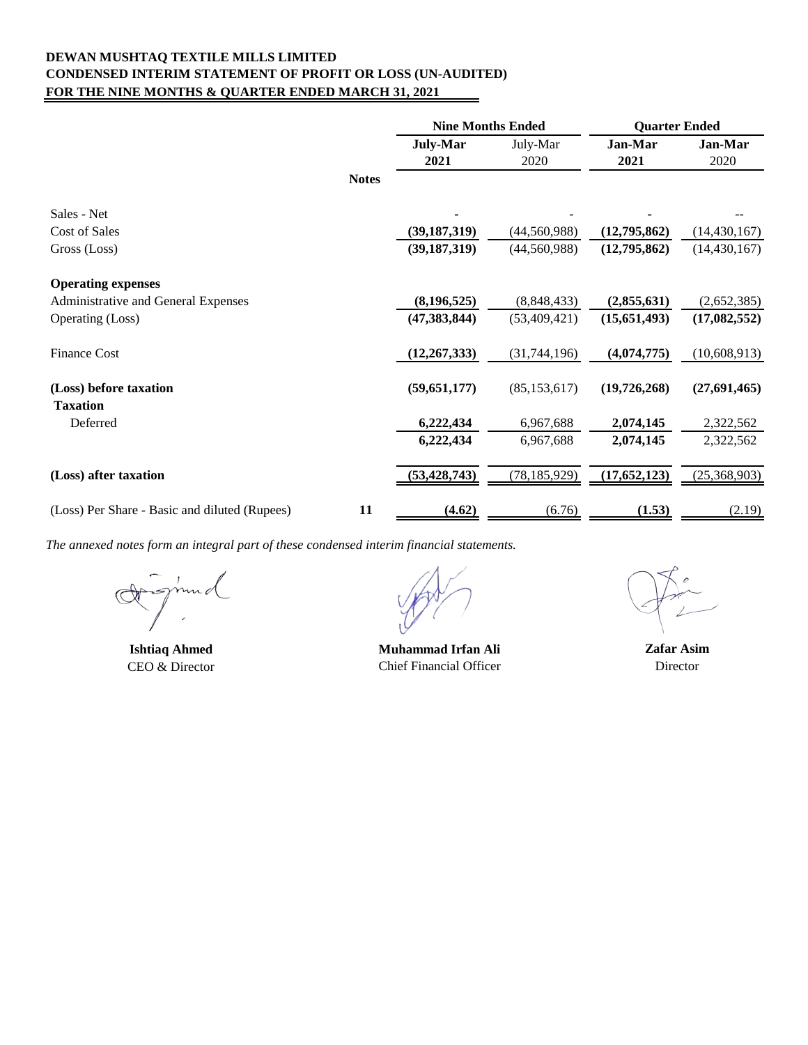**DEWAN MUSHTAQ TEXTILE MILLS LIMITED**
**CONDENSED INTERIM STATEMENT OF PROFIT OR LOSS (UN-AUDITED)**
**FOR THE NINE MONTHS & QUARTER ENDED MARCH 31, 2021**

| | | Nine Months Ended | | Quarter Ended | |
|---|---|---|---|---|---|
| | | **July-Mar 2021** | July-Mar 2020 | **Jan-Mar 2021** | **Jan-Mar** 2020 |
| | **Notes** | | | | |
| Sales - Net | | **-** | - | **-** | -- |
| Cost of Sales | | **(39,187,319)** | (44,560,988) | **(12,795,862)** | (14,430,167) |
| Gross (Loss) | | **(39,187,319)** | (44,560,988) | **(12,795,862)** | (14,430,167) |
| **Operating expenses** | | | | | |
| Administrative and General Expenses | | **(8,196,525)** | (8,848,433) | **(2,855,631)** | (2,652,385) |
| Operating (Loss) | | **(47,383,844)** | (53,409,421) | **(15,651,493)** | **(17,082,552)** |
| Finance Cost | | **(12,267,333)** | (31,744,196) | **(4,074,775)** | (10,608,913) |
| **(Loss) before taxation** | | **(59,651,177)** | (85,153,617) | **(19,726,268)** | **(27,691,465)** |
| **Taxation** | | | | | |
| Deferred | | **6,222,434** | 6,967,688 | **2,074,145** | 2,322,562 |
| | | **6,222,434** | 6,967,688 | **2,074,145** | 2,322,562 |
| **(Loss) after taxation** | | **(53,428,743)** | (78,185,929) | **(17,652,123)** | (25,368,903) |
| (Loss) Per Share - Basic and diluted (Rupees) | **11** | **(4.62)** | (6.76) | **(1.53)** | (2.19) |

*The annexed notes form an integral part of these condensed interim financial statements.*

| **Ishtiaq Ahmed** | **Muhammad Irfan Ali** | **Zafar Asim** |
|---|---|---|
| CEO & Director | Chief Financial Officer | Director |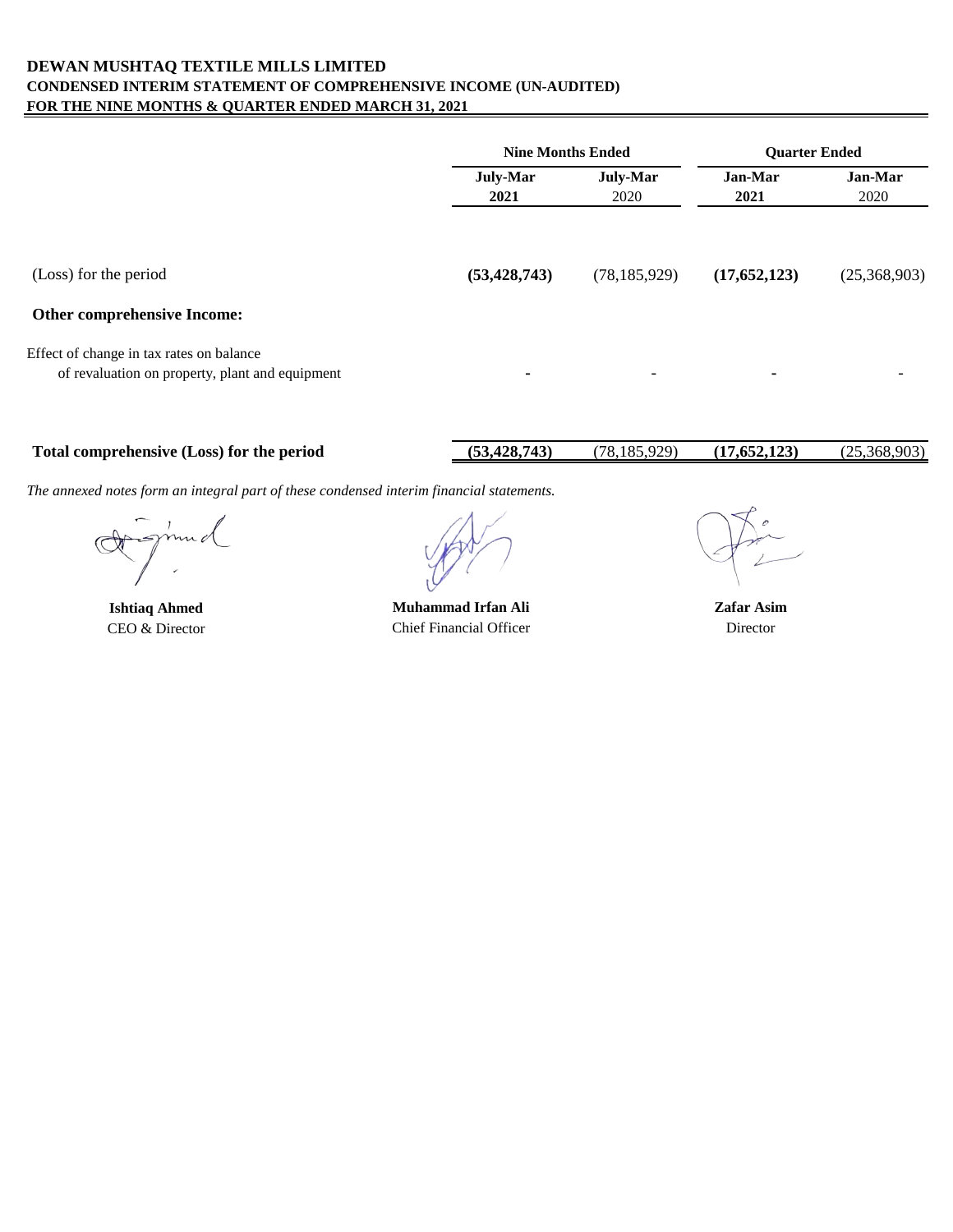# DEWAN MUSHTAQ TEXTILE MILLS LIMITED

## CONDENSED INTERIM STATEMENT OF COMPREHENSIVE INCOME (UN-AUDITED)

### FOR THE NINE MONTHS & QUARTER ENDED MARCH 31, 2021

| | Nine Months Ended | | Quarter Ended | |
|---|---|---|---|---|
| | **July-Mar 2021** | July-Mar 2020 | **Jan-Mar 2021** | Jan-Mar 2020 |
| (Loss) for the period | **(53,428,743)** | (78,185,929) | **(17,652,123)** | (25,368,903) |
| **Other comprehensive Income:** | | | | |
| Effect of change in tax rates on balance of revaluation on property, plant and equipment | **-** | - | **-** | - |
| **Total comprehensive (Loss) for the period** | **(53,428,743)** | (78,185,929) | **(17,652,123)** | (25,368,903) |

*The annexed notes form an integral part of these condensed interim financial statements.*

**Ishtiaq Ahmed**
CEO & Director

**Muhammad Irfan Ali**
Chief Financial Officer

**Zafar Asim**
Director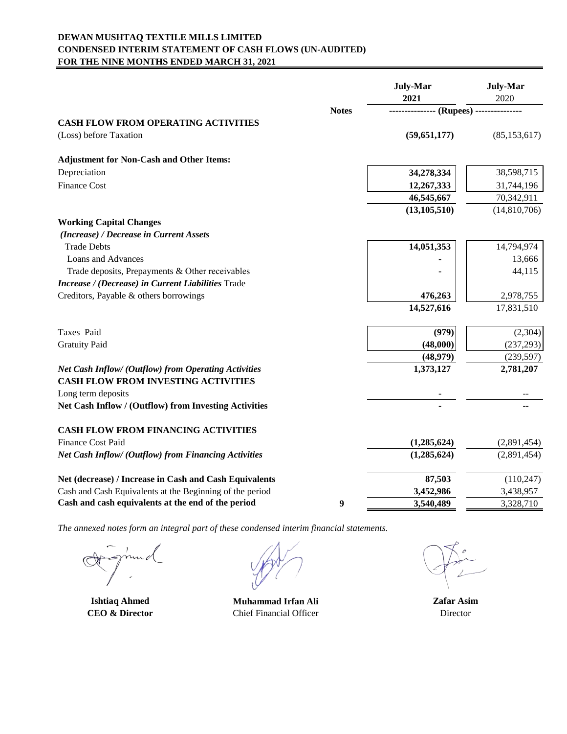# DEWAN MUSHTAQ TEXTILE MILLS LIMITED
## CONDENSED INTERIM STATEMENT OF CASH FLOWS (UN-AUDITED)
## FOR THE NINE MONTHS ENDED MARCH 31, 2021

| | Notes | July-Mar 2021 | July-Mar 2020 |
|---|---|---|---|
| | | (Rupees) | |
| **CASH FLOW FROM OPERATING ACTIVITIES** | | | |
| (Loss) before Taxation | | **(59,651,177)** | (85,153,617) |
| **Adjustment for Non-Cash and Other Items:** | | | |
| Depreciation | | **34,278,334** | 38,598,715 |
| Finance Cost | | **12,267,333** | 31,744,196 |
| | | **46,545,667** | 70,342,911 |
| | | **(13,105,510)** | (14,810,706) |
| **Working Capital Changes** | | | |
| ***(Increase) / Decrease in Current Assets*** | | | |
| Trade Debts | | **14,051,353** | 14,794,974 |
| Loans and Advances | | **-** | 13,666 |
| Trade deposits, Prepayments & Other receivables | | **-** | 44,115 |
| ***Increase / (Decrease) in Current Liabilities*** Trade Creditors, Payable & others borrowings | | **476,263** | 2,978,755 |
| | | **14,527,616** | 17,831,510 |
| Taxes Paid | | **(979)** | (2,304) |
| Gratuity Paid | | **(48,000)** | (237,293) |
| | | **(48,979)** | (239,597) |
| ***Net Cash Inflow/ (Outflow) from Operating Activities*** | | **1,373,127** | **2,781,207** |
| **CASH FLOW FROM INVESTING ACTIVITIES** | | | |
| Long term deposits | | **-** | -- |
| **Net Cash Inflow / (Outflow) from Investing Activities** | | **-** | -- |
| **CASH FLOW FROM FINANCING ACTIVITIES** | | | |
| Finance Cost Paid | | **(1,285,624)** | (2,891,454) |
| ***Net Cash Inflow/ (Outflow) from Financing Activities*** | | **(1,285,624)** | (2,891,454) |
| **Net (decrease) / Increase in Cash and Cash Equivalents** | | **87,503** | (110,247) |
| Cash and Cash Equivalents at the Beginning of the period | | **3,452,986** | 3,438,957 |
| **Cash and cash equivalents at the end of the period** | **9** | **3,540,489** | 3,328,710 |

*The annexed notes form an integral part of these condensed interim financial statements.*

| **Ishtiaq Ahmed** | **Muhammad Irfan Ali** | **Zafar Asim** |
|---|---|---|
| **CEO & Director** | Chief Financial Officer | Director |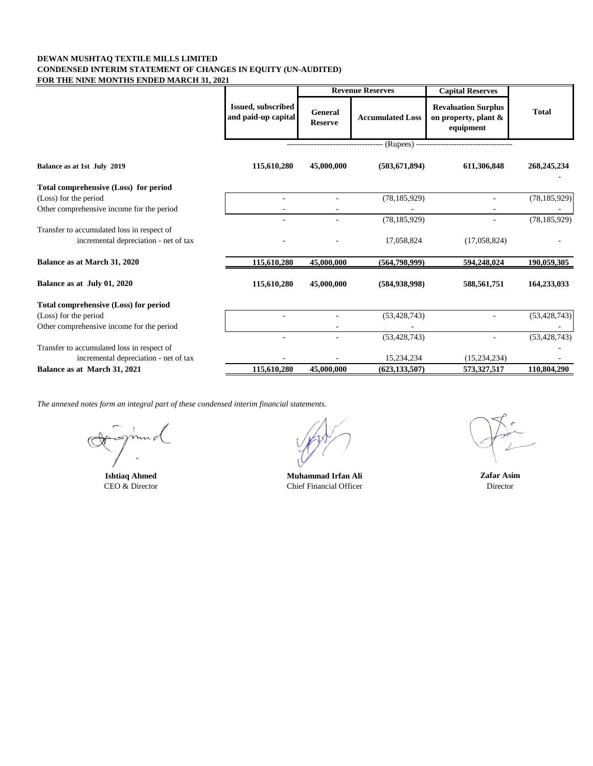**DEWAN MUSHTAQ TEXTILE MILLS LIMITED**
**CONDENSED INTERIM STATEMENT OF CHANGES IN EQUITY (UN-AUDITED)**
**FOR THE NINE MONTHS ENDED MARCH 31, 2021**

| | Issued, subscribed and paid-up capital | Revenue Reserves | | Capital Reserves | Total |
|---|---|---|---|---|---|
| | | General Reserve | Accumulated Loss | Revaluation Surplus on property, plant & equipment | |
| | (Rupees) | | | | |
| **Balance as at 1st July 2019** | **115,610,280** | **45,000,000** | **(503,671,894)** | **611,306,848** | **268,245,234** |
| **Total comprehensive (Loss) for period** | | | | | - |
| (Loss) for the period | - | - | (78,185,929) | - | (78,185,929) |
| Other comprehensive income for the period | - | - | - | - | - |
| | - | - | (78,185,929) | - | (78,185,929) |
| Transfer to accumulated loss in respect of incremental depreciation - net of tax | - | - | 17,058,824 | (17,058,824) | - |
| **Balance as at March 31, 2020** | **115,610,280** | **45,000,000** | **(564,798,999)** | **594,248,024** | **190,059,305** |
| **Balance as at July 01, 2020** | **115,610,280** | **45,000,000** | **(584,938,998)** | **588,561,751** | **164,233,033** |
| **Total comprehensive (Loss) for period** | | | | | |
| (Loss) for the period | - | - | (53,428,743) | - | (53,428,743) |
| Other comprehensive income for the period | | - | - | | - |
| | - | - | (53,428,743) | - | (53,428,743) |
| Transfer to accumulated loss in respect of incremental depreciation - net of tax | - | - | 15,234,234 | (15,234,234) | - |
| **Balance as at March 31, 2021** | **115,610,280** | **45,000,000** | **(623,133,507)** | **573,327,517** | **110,804,290** |

*The annexed notes form an integral part of these condensed interim financial statements.*

| **Ishtiaq Ahmed** | **Muhammad Irfan Ali** | **Zafar Asim** |
|---|---|---|
| CEO & Director | Chief Financial Officer | Director |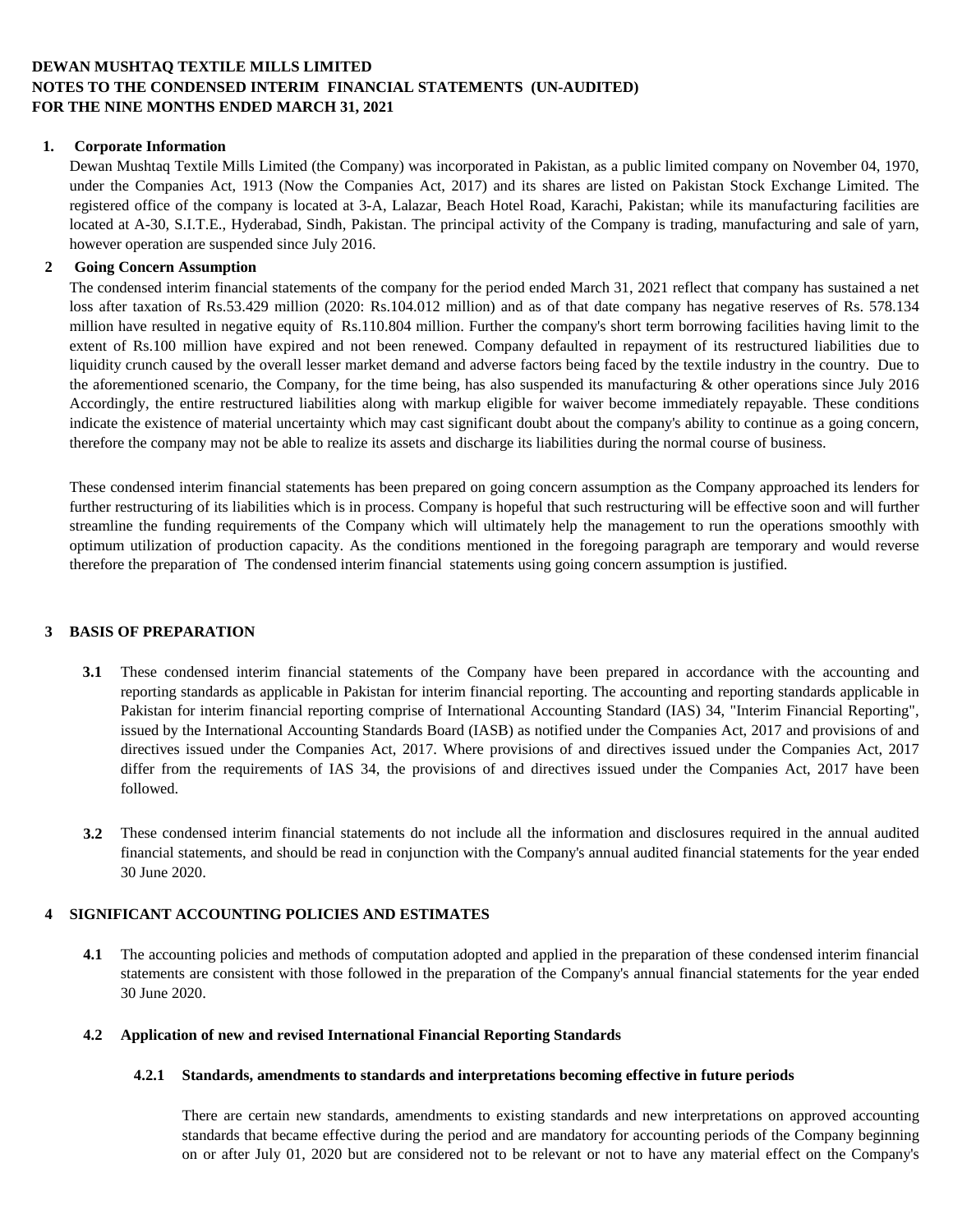**DEWAN MUSHTAQ TEXTILE MILLS LIMITED**
**NOTES TO THE CONDENSED INTERIM FINANCIAL STATEMENTS (UN-AUDITED)**
**FOR THE NINE MONTHS ENDED MARCH 31, 2021**

## 1. Corporate Information

Dewan Mushtaq Textile Mills Limited (the Company) was incorporated in Pakistan, as a public limited company on November 04, 1970, under the Companies Act, 1913 (Now the Companies Act, 2017) and its shares are listed on Pakistan Stock Exchange Limited. The registered office of the company is located at 3-A, Lalazar, Beach Hotel Road, Karachi, Pakistan; while its manufacturing facilities are located at A-30, S.I.T.E., Hyderabad, Sindh, Pakistan. The principal activity of the Company is trading, manufacturing and sale of yarn, however operation are suspended since July 2016.

## 2 Going Concern Assumption

The condensed interim financial statements of the company for the period ended March 31, 2021 reflect that company has sustained a net loss after taxation of Rs.53.429 million (2020: Rs.104.012 million) and as of that date company has negative reserves of Rs. 578.134 million have resulted in negative equity of Rs.110.804 million. Further the company's short term borrowing facilities having limit to the extent of Rs.100 million have expired and not been renewed. Company defaulted in repayment of its restructured liabilities due to liquidity crunch caused by the overall lesser market demand and adverse factors being faced by the textile industry in the country. Due to the aforementioned scenario, the Company, for the time being, has also suspended its manufacturing & other operations since July 2016 Accordingly, the entire restructured liabilities along with markup eligible for waiver become immediately repayable. These conditions indicate the existence of material uncertainty which may cast significant doubt about the company's ability to continue as a going concern, therefore the company may not be able to realize its assets and discharge its liabilities during the normal course of business.

These condensed interim financial statements has been prepared on going concern assumption as the Company approached its lenders for further restructuring of its liabilities which is in process. Company is hopeful that such restructuring will be effective soon and will further streamline the funding requirements of the Company which will ultimately help the management to run the operations smoothly with optimum utilization of production capacity. As the conditions mentioned in the foregoing paragraph are temporary and would reverse therefore the preparation of The condensed interim financial statements using going concern assumption is justified.

## 3 BASIS OF PREPARATION

**3.1** These condensed interim financial statements of the Company have been prepared in accordance with the accounting and reporting standards as applicable in Pakistan for interim financial reporting. The accounting and reporting standards applicable in Pakistan for interim financial reporting comprise of International Accounting Standard (IAS) 34, "Interim Financial Reporting", issued by the International Accounting Standards Board (IASB) as notified under the Companies Act, 2017 and provisions of and directives issued under the Companies Act, 2017. Where provisions of and directives issued under the Companies Act, 2017 differ from the requirements of IAS 34, the provisions of and directives issued under the Companies Act, 2017 have been followed.

**3.2** These condensed interim financial statements do not include all the information and disclosures required in the annual audited financial statements, and should be read in conjunction with the Company's annual audited financial statements for the year ended 30 June 2020.

## 4 SIGNIFICANT ACCOUNTING POLICIES AND ESTIMATES

**4.1** The accounting policies and methods of computation adopted and applied in the preparation of these condensed interim financial statements are consistent with those followed in the preparation of the Company's annual financial statements for the year ended 30 June 2020.

### 4.2 Application of new and revised International Financial Reporting Standards

#### 4.2.1 Standards, amendments to standards and interpretations becoming effective in future periods

There are certain new standards, amendments to existing standards and new interpretations on approved accounting standards that became effective during the period and are mandatory for accounting periods of the Company beginning on or after July 01, 2020 but are considered not to be relevant or not to have any material effect on the Company's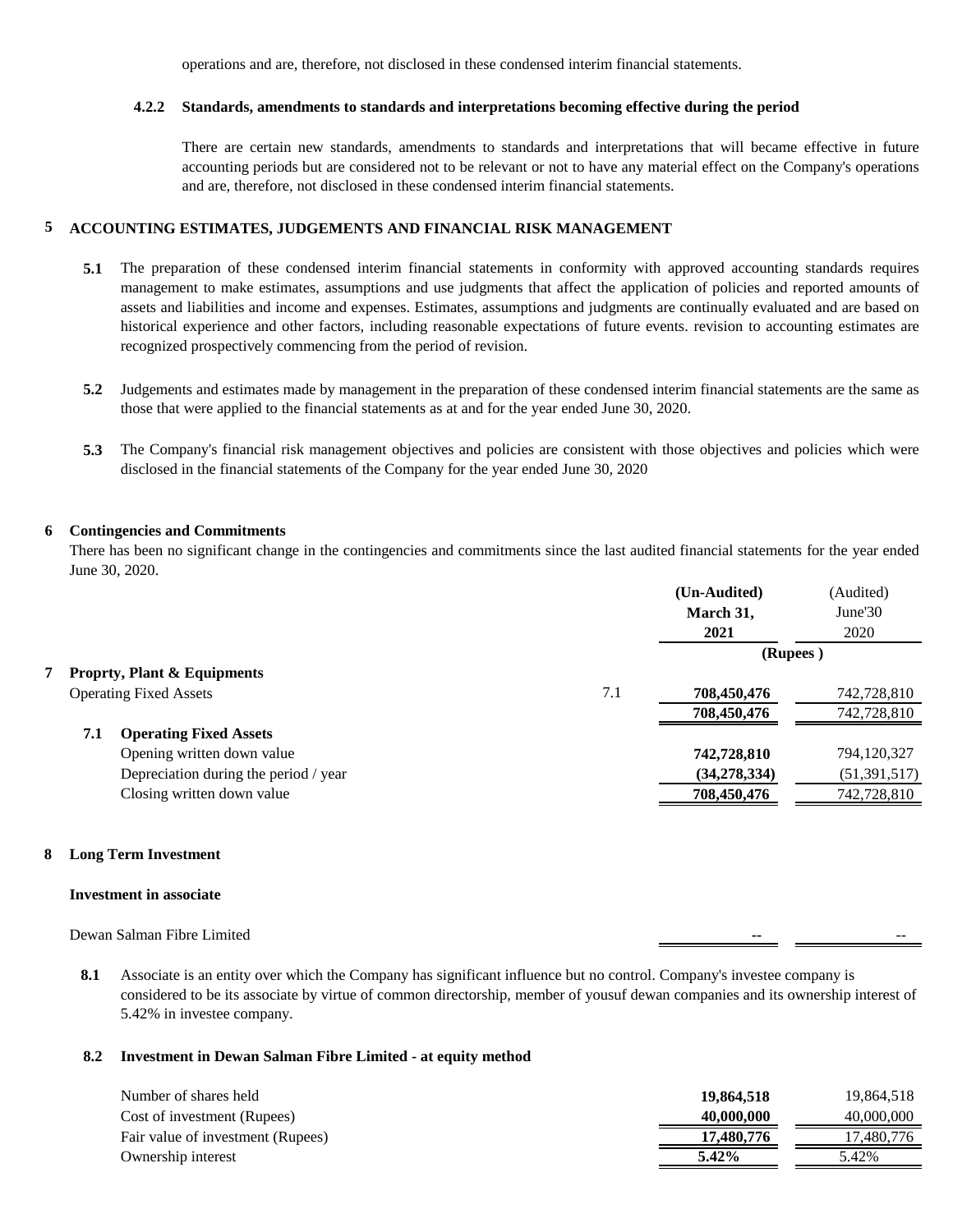operations and are, therefore, not disclosed in these condensed interim financial statements.

**4.2.2 Standards, amendments to standards and interpretations becoming effective during the period**

There are certain new standards, amendments to standards and interpretations that will became effective in future accounting periods but are considered not to be relevant or not to have any material effect on the Company's operations and are, therefore, not disclosed in these condensed interim financial statements.

## 5 ACCOUNTING ESTIMATES, JUDGEMENTS AND FINANCIAL RISK MANAGEMENT

**5.1** The preparation of these condensed interim financial statements in conformity with approved accounting standards requires management to make estimates, assumptions and use judgments that affect the application of policies and reported amounts of assets and liabilities and income and expenses. Estimates, assumptions and judgments are continually evaluated and are based on historical experience and other factors, including reasonable expectations of future events. revision to accounting estimates are recognized prospectively commencing from the period of revision.

**5.2** Judgements and estimates made by management in the preparation of these condensed interim financial statements are the same as those that were applied to the financial statements as at and for the year ended June 30, 2020.

**5.3** The Company's financial risk management objectives and policies are consistent with those objectives and policies which were disclosed in the financial statements of the Company for the year ended June 30, 2020

## 6 Contingencies and Commitments

There has been no significant change in the contingencies and commitments since the last audited financial statements for the year ended June 30, 2020.

| | | **(Un-Audited) March 31, 2021** | (Audited) June'30 2020 |
|---|---|---|---|
| | | **(Rupees )** | |
| **7 Proprty, Plant & Equipments** | | | |
| Operating Fixed Assets | 7.1 | **708,450,476** | 742,728,810 |
| | | **708,450,476** | 742,728,810 |
| **7.1 Operating Fixed Assets** | | | |
| Opening written down value | | **742,728,810** | 794,120,327 |
| Depreciation during the period / year | | **(34,278,334)** | (51,391,517) |
| Closing written down value | | **708,450,476** | 742,728,810 |

## 8 Long Term Investment

**Investment in associate**

| | | |
|---|---|---|
| Dewan Salman Fibre Limited | -- | -- |

**8.1** Associate is an entity over which the Company has significant influence but no control. Company's investee company is considered to be its associate by virtue of common directorship, member of yousuf dewan companies and its ownership interest of 5.42% in investee company.

**8.2 Investment in Dewan Salman Fibre Limited - at equity method**

| | | |
|---|---|---|
| Number of shares held | **19,864,518** | 19,864,518 |
| Cost of investment (Rupees) | **40,000,000** | 40,000,000 |
| Fair value of investment (Rupees) | **17,480,776** | 17,480,776 |
| Ownership interest | **5.42%** | 5.42% |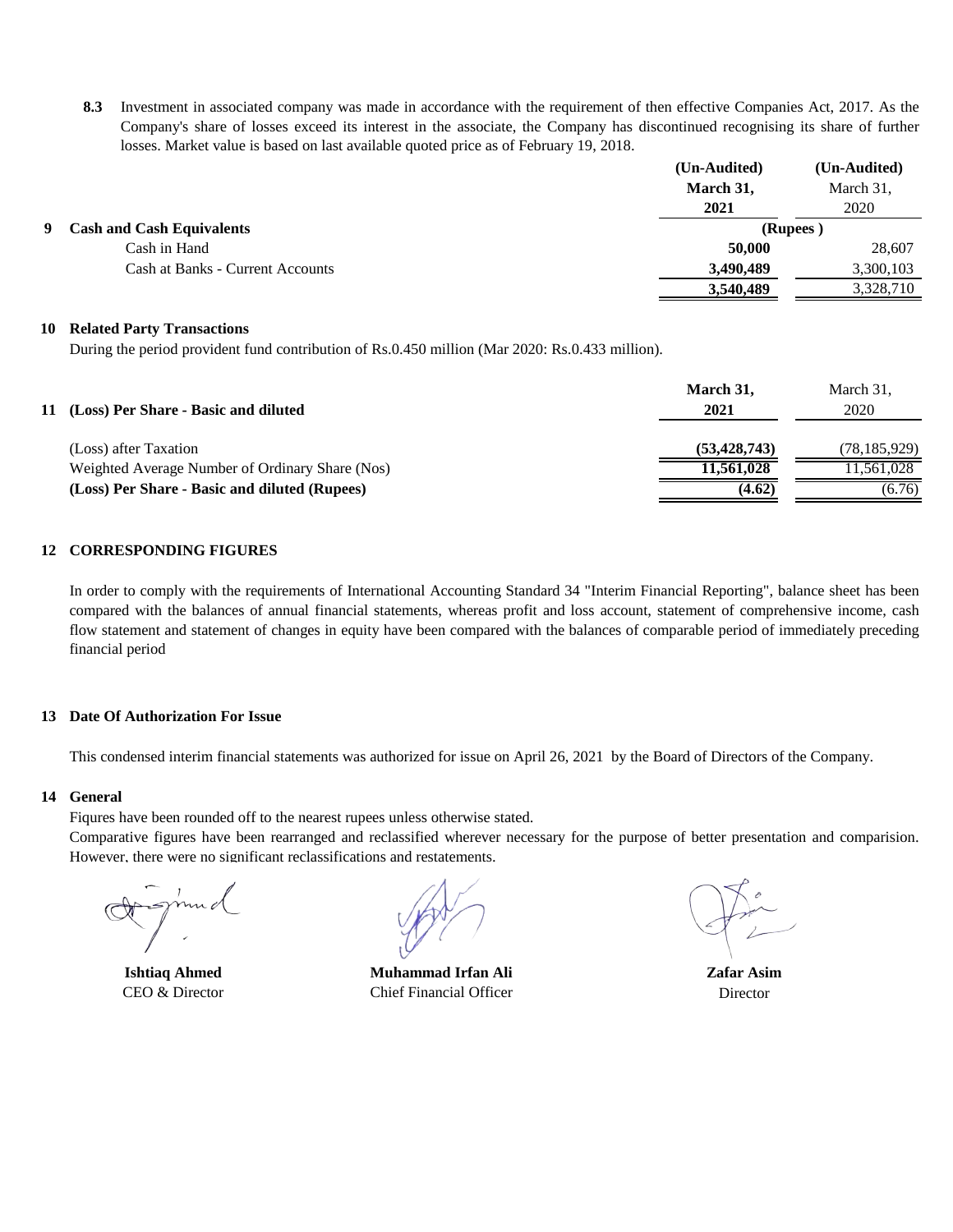**8.3** Investment in associated company was made in accordance with the requirement of then effective Companies Act, 2017. As the Company's share of losses exceed its interest in the associate, the Company has discontinued recognising its share of further losses. Market value is based on last available quoted price as of February 19, 2018.

| | (Un-Audited) March 31, 2021 | (Un-Audited) March 31, 2020 |
|---|---|---|
| **9 Cash and Cash Equivalents** | (Rupees ) | |
| Cash in Hand | **50,000** | 28,607 |
| Cash at Banks - Current Accounts | **3,490,489** | 3,300,103 |
| | **3,540,489** | 3,328,710 |

**10 Related Party Transactions**

During the period provident fund contribution of Rs.0.450 million (Mar 2020: Rs.0.433 million).

| **11 (Loss) Per Share - Basic and diluted** | March 31, 2021 | March 31, 2020 |
|---|---|---|
| (Loss) after Taxation | **(53,428,743)** | (78,185,929) |
| Weighted Average Number of Ordinary Share (Nos) | **11,561,028** | 11,561,028 |
| **(Loss) Per Share - Basic and diluted (Rupees)** | **(4.62)** | (6.76) |

**12 CORRESPONDING FIGURES**

In order to comply with the requirements of International Accounting Standard 34 "Interim Financial Reporting", balance sheet has been compared with the balances of annual financial statements, whereas profit and loss account, statement of comprehensive income, cash flow statement and statement of changes in equity have been compared with the balances of comparable period of immediately preceding financial period

**13 Date Of Authorization For Issue**

This condensed interim financial statements was authorized for issue on April 26, 2021 by the Board of Directors of the Company.

**14 General**

Fiqures have been rounded off to the nearest rupees unless otherwise stated.

Comparative figures have been rearranged and reclassified wherever necessary for the purpose of better presentation and comparision. However, there were no significant reclassifications and restatements.

| **Ishtiaq Ahmed** | **Muhammad Irfan Ali** | **Zafar Asim** |
|---|---|---|
| CEO & Director | Chief Financial Officer | Director |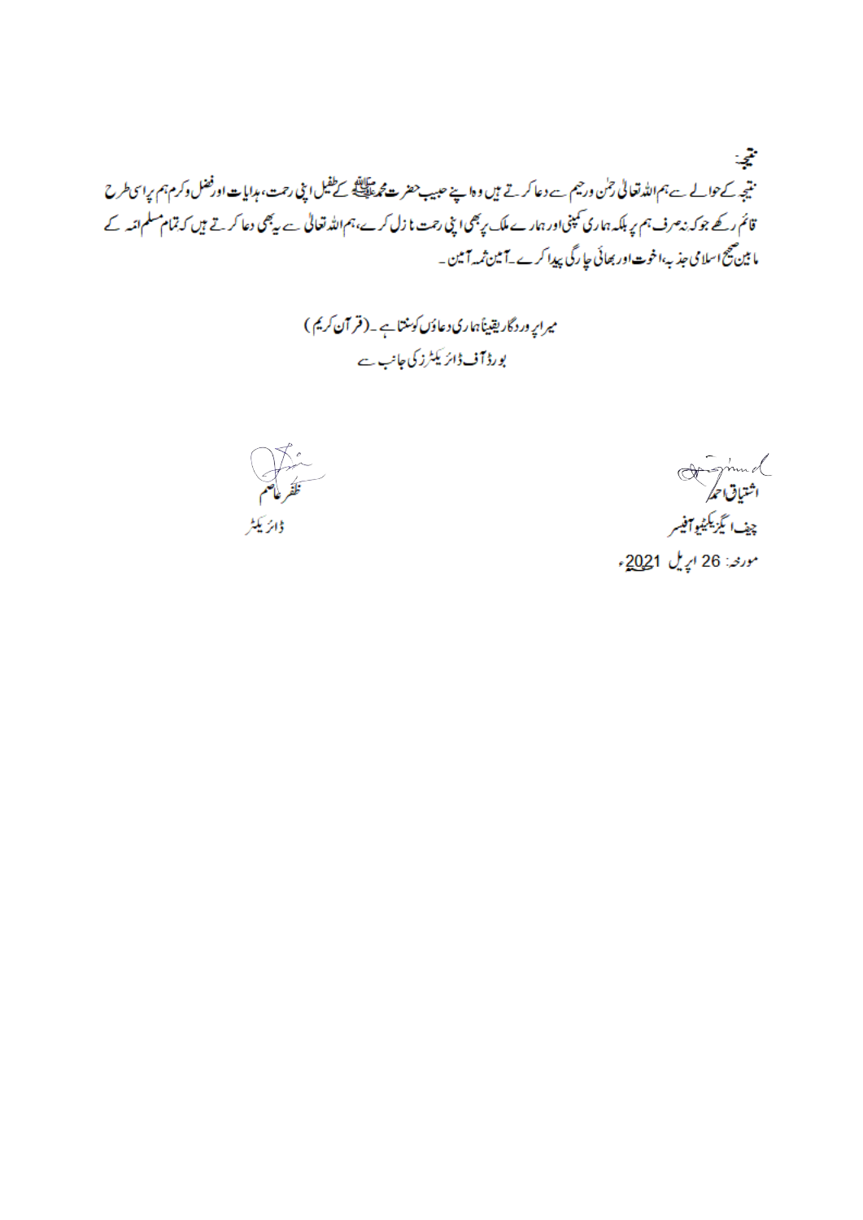**نتیجہ:**

نتیجہ کے حوالے سے ہم اللہ تعالیٰ رحمٰن ورحیم سے دعا کرتے ہیں وہ اپنے حبیب حضرت محمد ﷺ کے طفیل اپنی رحمت، ہدایات اور فضل وکرم ہم پر اسی طرح قائم رکھے جو کہ نہ صرف ہم پر بلکہ ہماری کمپنی اور ہمارے ملک پر بھی اپنی رحمت نازل کرے، ہم اللہ تعالیٰ سے یہ بھی دعا کرتے ہیں کہ تمام مسلم امہ کے مابین صحیح اسلامی جذبہ، اخوت اور بھائی چارگی پیدا کرے۔ آمین ثمہ آمین۔

میرا پروردگار یقیناً ہماری دعاؤں کو سنتا ہے۔ (قرآن کریم)

بورڈ آف ڈائریکٹرز کی جانب سے

اشتیاق احمد
چیف ایگزیکٹیو آفیسر

ظفر عاصم
ڈائریکٹر

مورخہ: 26 اپریل 2021ء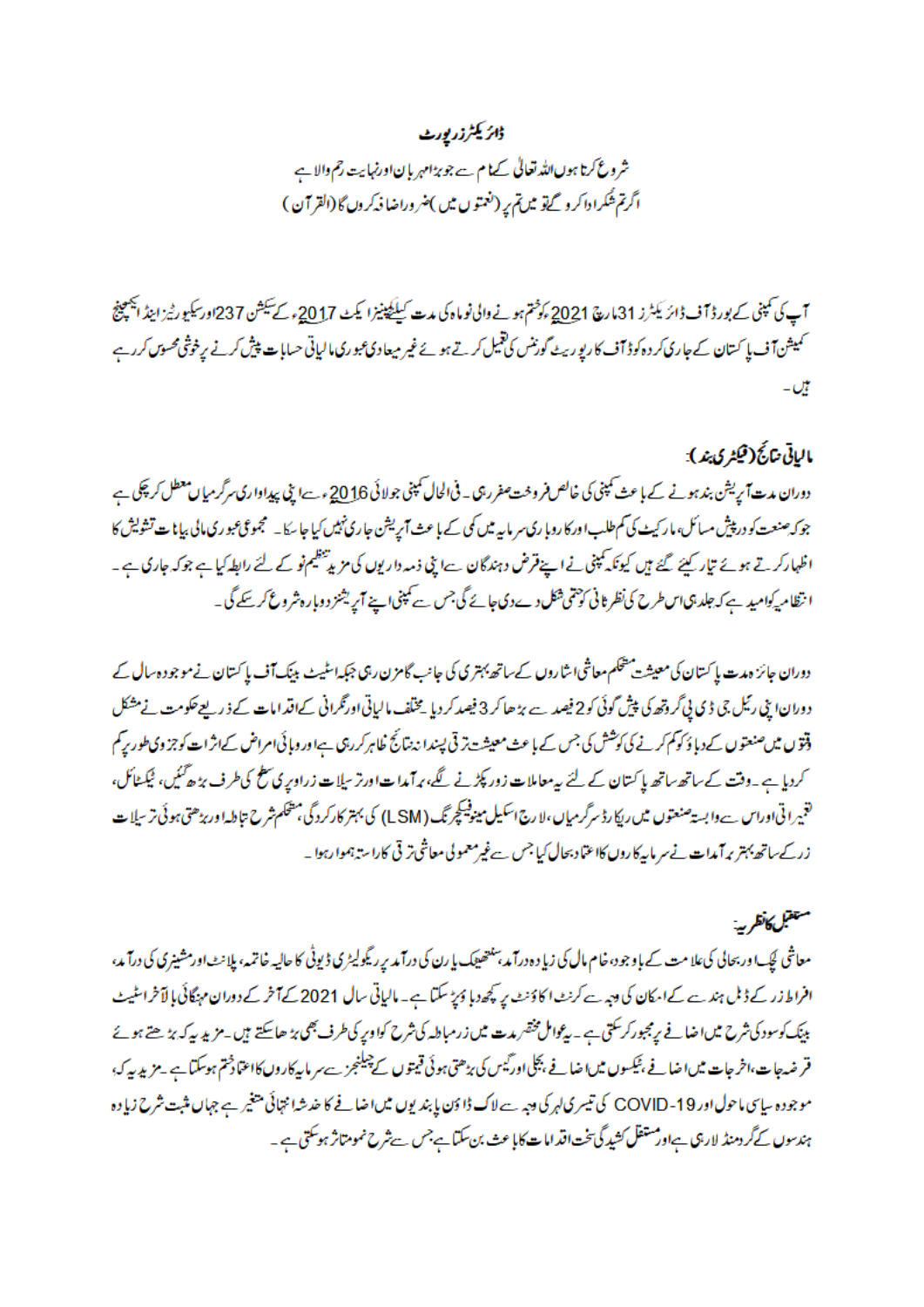# ڈائریکٹرز رپورٹ

شروع کرتا ہوں اللہ تعالیٰ کے نام سے جو بڑا مہربان اور نہایت رحم والا ہے

اگر تم شکر ادا کرو گے تو میں تم پر (نعمتوں میں) ضرور اضافہ کروں گا (القرآن)

آپ کی کمپنی کے بورڈ آف ڈائریکٹرز 31 مارچ 2021 کو ختم ہونے والی نو ماہ کی مدت کیلئے کمپنیز ایکٹ 2017ء کے سیکشن 237 اور سیکیورٹیز اینڈ ایکسچینج کمیشن آف پاکستان کے جاری کردہ کوڈ آف کارپوریٹ گورننس کی تعمیل کرتے ہوئے غیر میعادی عبوری مالیاتی حسابات پیش کرنے پر خوشی محسوس کر رہے ہیں۔

## مالیاتی نتائج (فیکٹری بند):

دوران مدت آپریشن بند ہونے کے باعث کمپنی کی خالص فروخت صفر رہی۔ فی الحال کمپنی جولائی 2016ء سے اپنی پیداواری سرگرمیاں معطل کر چکی ہے جو کہ صنعت کو درپیش مسائل، مارکیٹ کی کم طلب اور کاروباری سرمایہ میں کمی کے باعث آپریشن جاری نہیں کیا جا سکا۔ مجموعی عبوری مالی بیانات تشویش کا اظہار کرتے ہوئے تیار کیئے گئے ہیں کیونکہ کمپنی نے اپنے قرض دہندگان سے اپنی ذمہ داریوں کی مزید تنظیم نو کے لئے رابطہ کیا ہے جو کہ جاری ہے۔ انتظامیہ کو امید ہے کہ جلد ہی اس طرح کی نظر ثانی کو حتمی شکل دے دی جائے گی جس سے کمپنی اپنے آپریشنز دوبارہ شروع کر سکے گی۔

دوران جائزہ مدت پاکستان کی معیشت مستحکم معاشی اشاروں کے ساتھ بہتری کی جانب گامزن رہی جبکہ اسٹیٹ بینک آف پاکستان نے موجودہ سال کے دوران اپنی ریئل جی ڈی پی گروتھ کی پیش گوئی کو 2 فیصد سے بڑھا کر 3 فیصد کر دیا۔ مختلف مالیاتی اور نگرانی کے اقدامات کے ذریعے حکومت نے مشکل وقتوں میں صنعتوں کے دباؤ کو کم کرنے کی کوشش کی جس کے باعث معیشت ترقی پسندانہ نتائج ظاہر کر رہی ہے اور وبائی امراض کے اثرات کو جزوی طور پر کم کر دیا ہے۔ وقت کے ساتھ ساتھ پاکستان کے لئے یہ معاملات زور پکڑنے لگے، برآمدات اور ترسیلات زر اوپری سطح کی طرف بڑھ گئیں، ٹیکسٹائل، تعمیراتی اور اس سے وابستہ صنعتوں میں ریکارڈ سرگرمیاں، لارج اسکیل مینوفیکچرنگ (LSM) کی بہتر کارکردگی، مستحکم شرح تبادلہ اور بڑھتی ہوئی ترسیلات زر کے ساتھ بہتر برآمدات نے سرمایہ کاروں کا اعتماد بحال کیا جس سے غیر معمولی معاشی ترقی کا راستہ ہموار رہا۔

## مستقبل کا نظریہ:

معاشی لچک اور بحالی کی علامت کے باوجود، خام مال کی زیادہ درآمد، سنتھیٹک یارن کی درآمد پر ریگولیٹری ڈیوٹی کا حالیہ خاتمہ، پلانٹ اور مشینری کی درآمد، افراط زر کے ڈبل ہندسے کے امکان کی وجہ سے کرنٹ اکاؤنٹ پر کچھ دباؤ پڑ سکتا ہے۔ مالیاتی سال 2021 کے آخر کے دوران مہنگائی بالآخر اسٹیٹ بینک کو سود کی شرح میں اضافے پر مجبور کر سکتی ہے۔ یہ عوامل مختصر مدت میں زر مبادلہ کی شرح کو اوپر کی طرف بھی بڑھا سکتے ہیں۔ مزید یہ کہ بڑھتے ہوئے قرضہ جات، اخراجات میں اضافے، ٹیکسوں میں اضافے، بجلی اور گیس کی بڑھتی ہوئی قیمتوں کے چیلنجز سے سرمایہ کاروں کا اعتماد ختم ہو سکتا ہے۔ مزید یہ کہ، موجودہ سیاسی ماحول اور COVID-19 کی تیسری لہر کی وجہ سے لاک ڈاؤن پابندیوں میں اضافے کا خدشہ انتہائی متغیر ہے جہاں مثبت شرح زیادہ ہندسوں کے گرد منڈلا رہی ہے اور مستقل کشیدگی سخت اقدامات کا باعث بن سکتا ہے جس سے شرح نمو متاثر ہو سکتی ہے۔